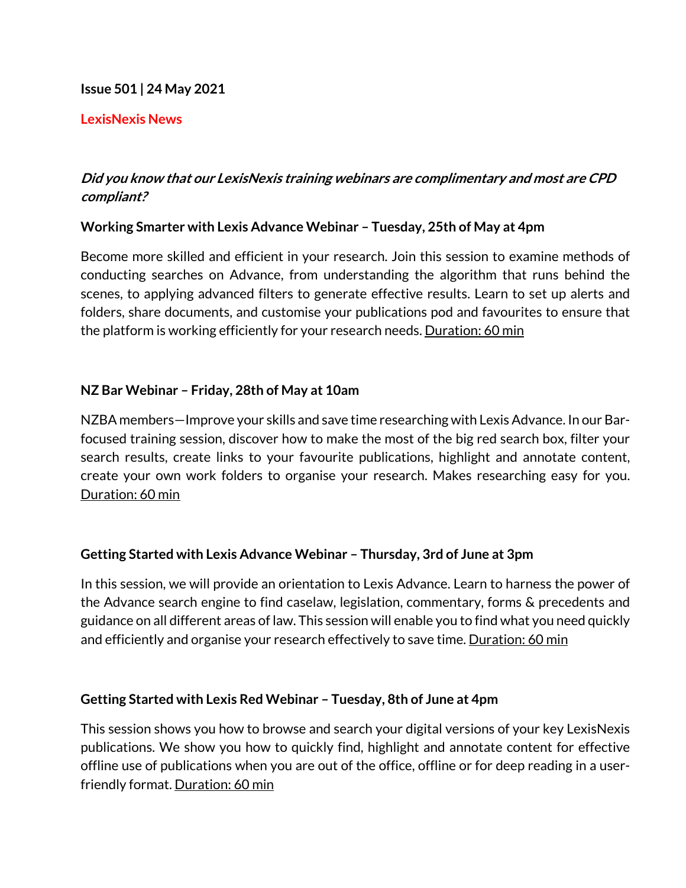**Issue 501 | 24 May 2021**

**LexisNexis News**

***Did you know that our LexisNexis training webinars are complimentary and most are CPD compliant?***

**Working Smarter with Lexis Advance Webinar – Tuesday, 25th of May at 4pm**

Become more skilled and efficient in your research. Join this session to examine methods of conducting searches on Advance, from understanding the algorithm that runs behind the scenes, to applying advanced filters to generate effective results. Learn to set up alerts and folders, share documents, and customise your publications pod and favourites to ensure that the platform is working efficiently for your research needs. Duration: 60 min

**NZ Bar Webinar – Friday, 28th of May at 10am**

NZBA members—Improve your skills and save time researching with Lexis Advance. In our Bar-focused training session, discover how to make the most of the big red search box, filter your search results, create links to your favourite publications, highlight and annotate content, create your own work folders to organise your research. Makes researching easy for you. Duration: 60 min

**Getting Started with Lexis Advance Webinar – Thursday, 3rd of June at 3pm**

In this session, we will provide an orientation to Lexis Advance. Learn to harness the power of the Advance search engine to find caselaw, legislation, commentary, forms & precedents and guidance on all different areas of law. This session will enable you to find what you need quickly and efficiently and organise your research effectively to save time. Duration: 60 min

**Getting Started with Lexis Red Webinar – Tuesday, 8th of June at 4pm**

This session shows you how to browse and search your digital versions of your key LexisNexis publications. We show you how to quickly find, highlight and annotate content for effective offline use of publications when you are out of the office, offline or for deep reading in a user-friendly format. Duration: 60 min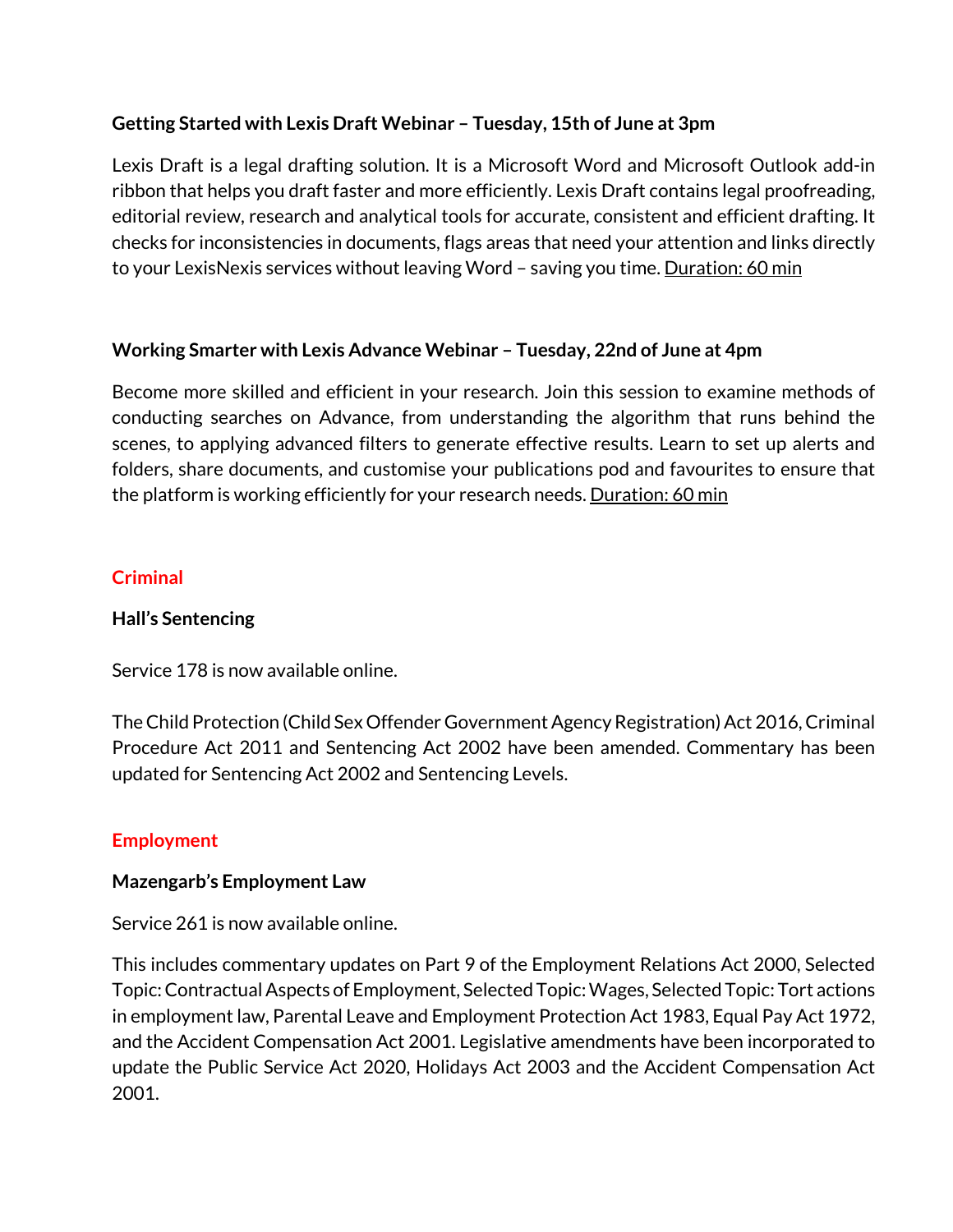**Getting Started with Lexis Draft Webinar – Tuesday, 15th of June at 3pm**

Lexis Draft is a legal drafting solution. It is a Microsoft Word and Microsoft Outlook add-in ribbon that helps you draft faster and more efficiently. Lexis Draft contains legal proofreading, editorial review, research and analytical tools for accurate, consistent and efficient drafting. It checks for inconsistencies in documents, flags areas that need your attention and links directly to your LexisNexis services without leaving Word – saving you time. Duration: 60 min

**Working Smarter with Lexis Advance Webinar – Tuesday, 22nd of June at 4pm**

Become more skilled and efficient in your research. Join this session to examine methods of conducting searches on Advance, from understanding the algorithm that runs behind the scenes, to applying advanced filters to generate effective results. Learn to set up alerts and folders, share documents, and customise your publications pod and favourites to ensure that the platform is working efficiently for your research needs. Duration: 60 min

## Criminal

**Hall's Sentencing**

Service 178 is now available online.

The Child Protection (Child Sex Offender Government Agency Registration) Act 2016, Criminal Procedure Act 2011 and Sentencing Act 2002 have been amended. Commentary has been updated for Sentencing Act 2002 and Sentencing Levels.

## Employment

**Mazengarb's Employment Law**

Service 261 is now available online.

This includes commentary updates on Part 9 of the Employment Relations Act 2000, Selected Topic: Contractual Aspects of Employment, Selected Topic: Wages, Selected Topic: Tort actions in employment law, Parental Leave and Employment Protection Act 1983, Equal Pay Act 1972, and the Accident Compensation Act 2001. Legislative amendments have been incorporated to update the Public Service Act 2020, Holidays Act 2003 and the Accident Compensation Act 2001.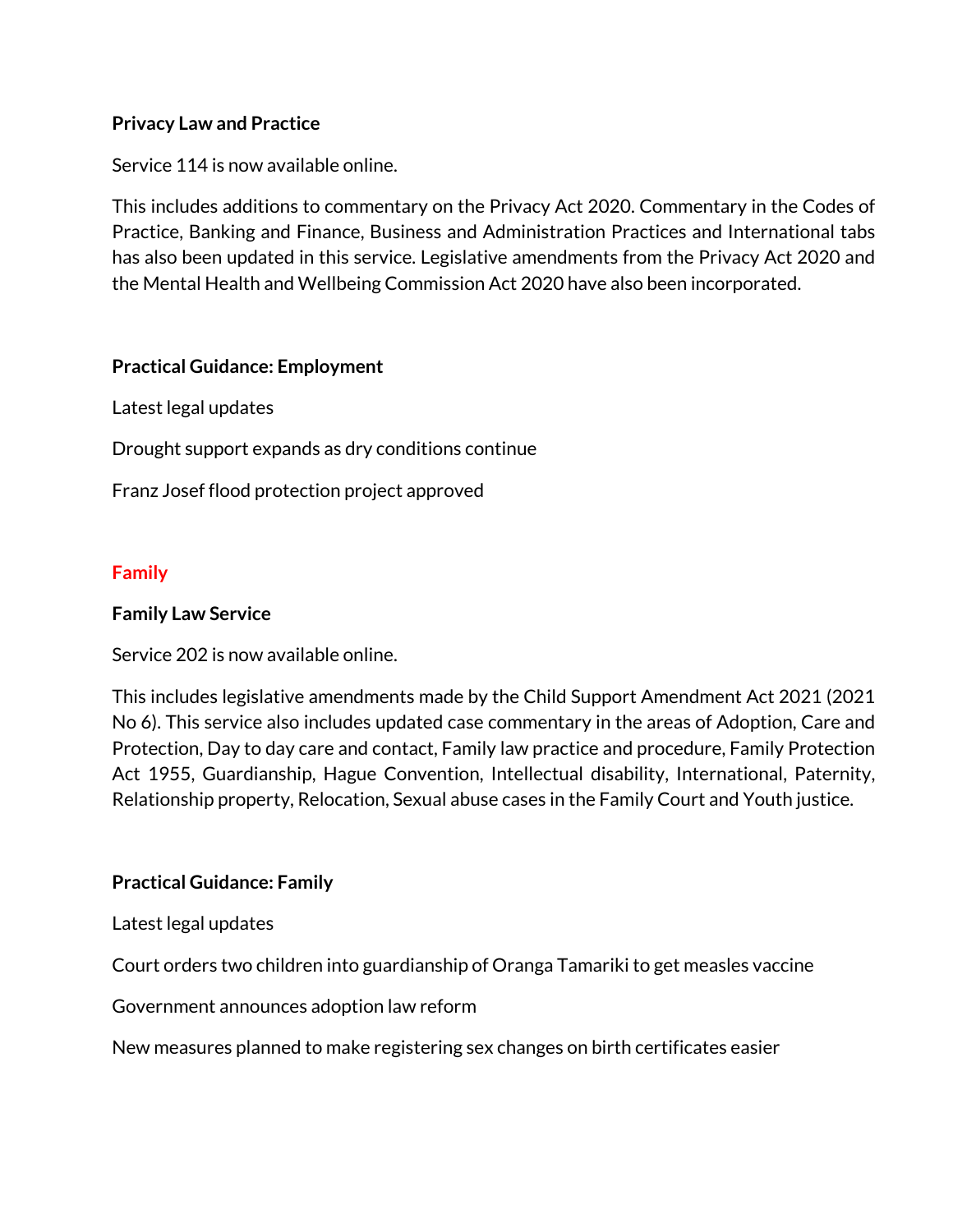### Privacy Law and Practice

Service 114 is now available online.

This includes additions to commentary on the Privacy Act 2020. Commentary in the Codes of Practice, Banking and Finance, Business and Administration Practices and International tabs has also been updated in this service. Legislative amendments from the Privacy Act 2020 and the Mental Health and Wellbeing Commission Act 2020 have also been incorporated.

### Practical Guidance: Employment

Latest legal updates

Drought support expands as dry conditions continue

Franz Josef flood protection project approved

## Family

### Family Law Service

Service 202 is now available online.

This includes legislative amendments made by the Child Support Amendment Act 2021 (2021 No 6). This service also includes updated case commentary in the areas of Adoption, Care and Protection, Day to day care and contact, Family law practice and procedure, Family Protection Act 1955, Guardianship, Hague Convention, Intellectual disability, International, Paternity, Relationship property, Relocation, Sexual abuse cases in the Family Court and Youth justice.

### Practical Guidance: Family

Latest legal updates

Court orders two children into guardianship of Oranga Tamariki to get measles vaccine

Government announces adoption law reform

New measures planned to make registering sex changes on birth certificates easier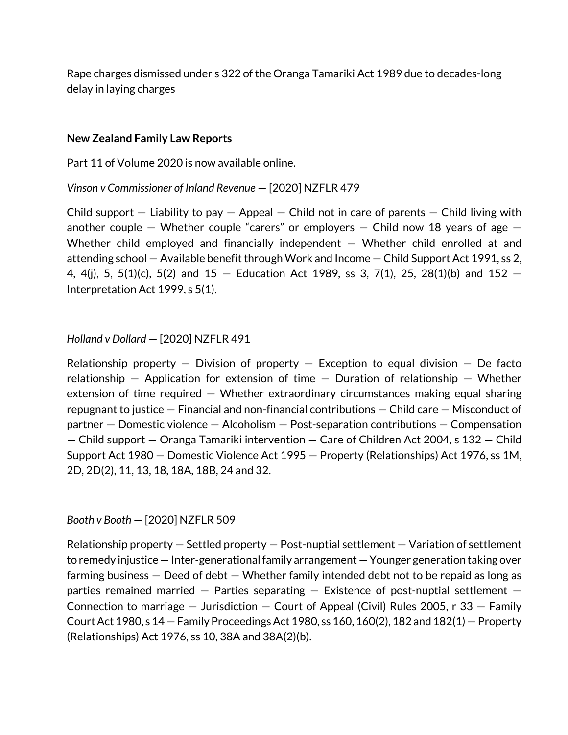Rape charges dismissed under s 322 of the Oranga Tamariki Act 1989 due to decades-long delay in laying charges

**New Zealand Family Law Reports**

Part 11 of Volume 2020 is now available online.

*Vinson v Commissioner of Inland Revenue* — [2020] NZFLR 479

Child support — Liability to pay — Appeal — Child not in care of parents — Child living with another couple — Whether couple "carers" or employers — Child now 18 years of age — Whether child employed and financially independent — Whether child enrolled at and attending school — Available benefit through Work and Income — Child Support Act 1991, ss 2, 4, 4(j), 5, 5(1)(c), 5(2) and 15 — Education Act 1989, ss 3, 7(1), 25, 28(1)(b) and 152 — Interpretation Act 1999, s 5(1).

*Holland v Dollard* — [2020] NZFLR 491

Relationship property — Division of property — Exception to equal division — De facto relationship — Application for extension of time — Duration of relationship — Whether extension of time required — Whether extraordinary circumstances making equal sharing repugnant to justice — Financial and non-financial contributions — Child care — Misconduct of partner — Domestic violence — Alcoholism — Post-separation contributions — Compensation — Child support — Oranga Tamariki intervention — Care of Children Act 2004, s 132 — Child Support Act 1980 — Domestic Violence Act 1995 — Property (Relationships) Act 1976, ss 1M, 2D, 2D(2), 11, 13, 18, 18A, 18B, 24 and 32.

*Booth v Booth* — [2020] NZFLR 509

Relationship property — Settled property — Post-nuptial settlement — Variation of settlement to remedy injustice — Inter-generational family arrangement — Younger generation taking over farming business — Deed of debt — Whether family intended debt not to be repaid as long as parties remained married — Parties separating — Existence of post-nuptial settlement — Connection to marriage — Jurisdiction — Court of Appeal (Civil) Rules 2005, r 33 — Family Court Act 1980, s 14 — Family Proceedings Act 1980, ss 160, 160(2), 182 and 182(1) — Property (Relationships) Act 1976, ss 10, 38A and 38A(2)(b).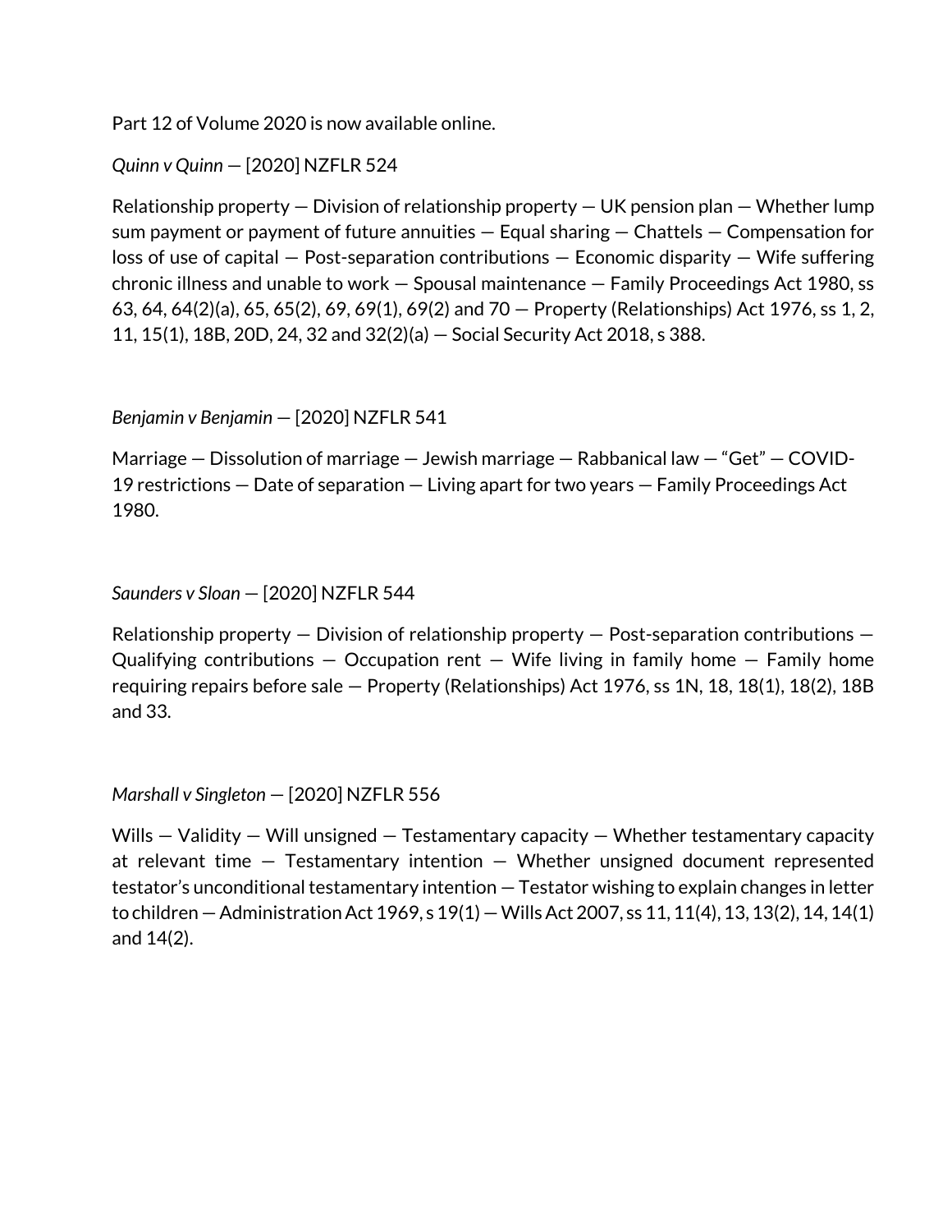Part 12 of Volume 2020 is now available online.

*Quinn v Quinn* — [2020] NZFLR 524

Relationship property — Division of relationship property — UK pension plan — Whether lump sum payment or payment of future annuities — Equal sharing — Chattels — Compensation for loss of use of capital — Post-separation contributions — Economic disparity — Wife suffering chronic illness and unable to work — Spousal maintenance — Family Proceedings Act 1980, ss 63, 64, 64(2)(a), 65, 65(2), 69, 69(1), 69(2) and 70 — Property (Relationships) Act 1976, ss 1, 2, 11, 15(1), 18B, 20D, 24, 32 and 32(2)(a) — Social Security Act 2018, s 388.

*Benjamin v Benjamin* — [2020] NZFLR 541

Marriage — Dissolution of marriage — Jewish marriage — Rabbanical law — "Get" — COVID-19 restrictions — Date of separation — Living apart for two years — Family Proceedings Act 1980.

*Saunders v Sloan* — [2020] NZFLR 544

Relationship property — Division of relationship property — Post-separation contributions — Qualifying contributions — Occupation rent — Wife living in family home — Family home requiring repairs before sale — Property (Relationships) Act 1976, ss 1N, 18, 18(1), 18(2), 18B and 33.

*Marshall v Singleton* — [2020] NZFLR 556

Wills — Validity — Will unsigned — Testamentary capacity — Whether testamentary capacity at relevant time — Testamentary intention — Whether unsigned document represented testator's unconditional testamentary intention — Testator wishing to explain changes in letter to children — Administration Act 1969, s 19(1) — Wills Act 2007, ss 11, 11(4), 13, 13(2), 14, 14(1) and 14(2).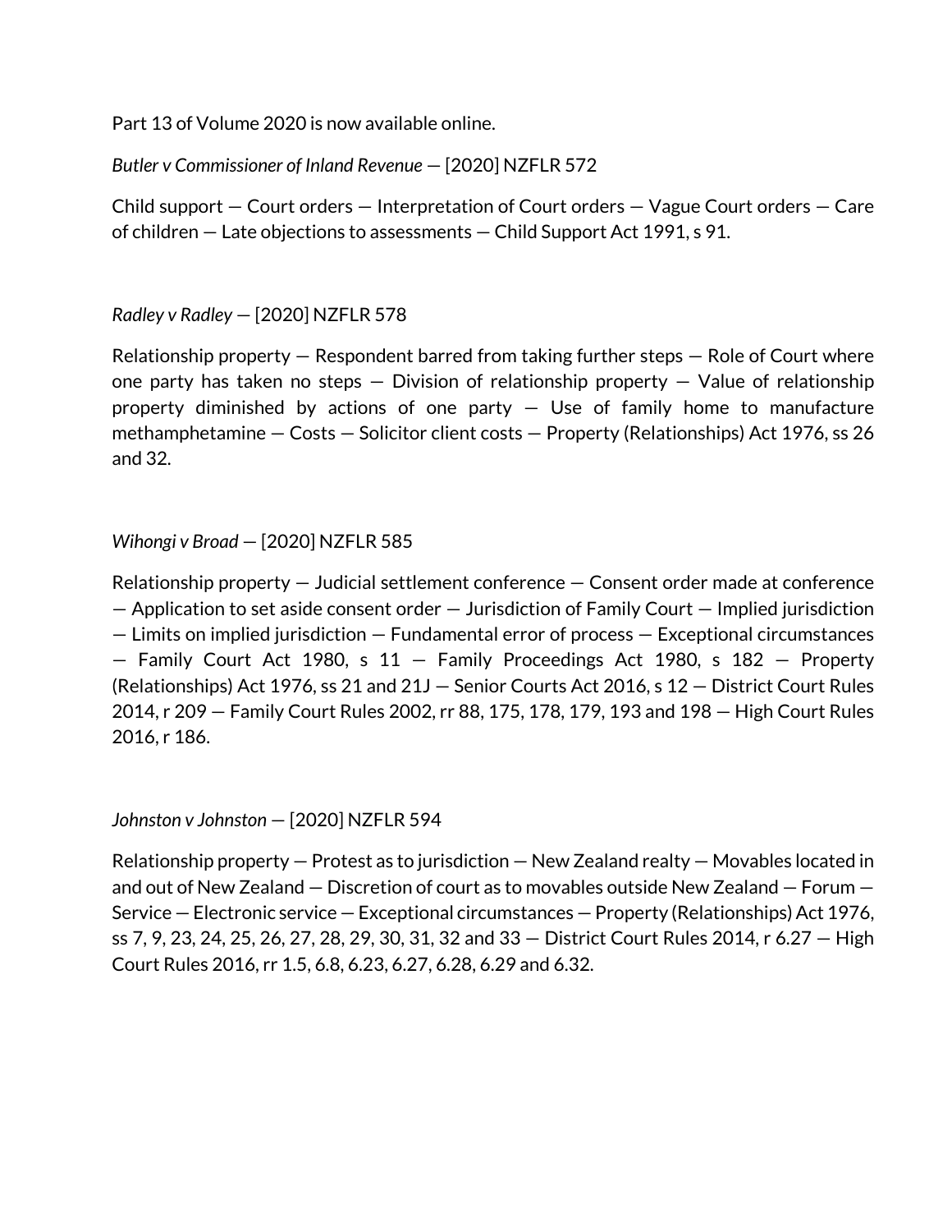Part 13 of Volume 2020 is now available online.

*Butler v Commissioner of Inland Revenue* — [2020] NZFLR 572

Child support — Court orders — Interpretation of Court orders — Vague Court orders — Care of children — Late objections to assessments — Child Support Act 1991, s 91.

*Radley v Radley* — [2020] NZFLR 578

Relationship property — Respondent barred from taking further steps — Role of Court where one party has taken no steps — Division of relationship property — Value of relationship property diminished by actions of one party — Use of family home to manufacture methamphetamine — Costs — Solicitor client costs — Property (Relationships) Act 1976, ss 26 and 32.

*Wihongi v Broad* — [2020] NZFLR 585

Relationship property — Judicial settlement conference — Consent order made at conference — Application to set aside consent order — Jurisdiction of Family Court — Implied jurisdiction — Limits on implied jurisdiction — Fundamental error of process — Exceptional circumstances — Family Court Act 1980, s 11 — Family Proceedings Act 1980, s 182 — Property (Relationships) Act 1976, ss 21 and 21J — Senior Courts Act 2016, s 12 — District Court Rules 2014, r 209 — Family Court Rules 2002, rr 88, 175, 178, 179, 193 and 198 — High Court Rules 2016, r 186.

*Johnston v Johnston* — [2020] NZFLR 594

Relationship property — Protest as to jurisdiction — New Zealand realty — Movables located in and out of New Zealand — Discretion of court as to movables outside New Zealand — Forum — Service — Electronic service — Exceptional circumstances — Property (Relationships) Act 1976, ss 7, 9, 23, 24, 25, 26, 27, 28, 29, 30, 31, 32 and 33 — District Court Rules 2014, r 6.27 — High Court Rules 2016, rr 1.5, 6.8, 6.23, 6.27, 6.28, 6.29 and 6.32.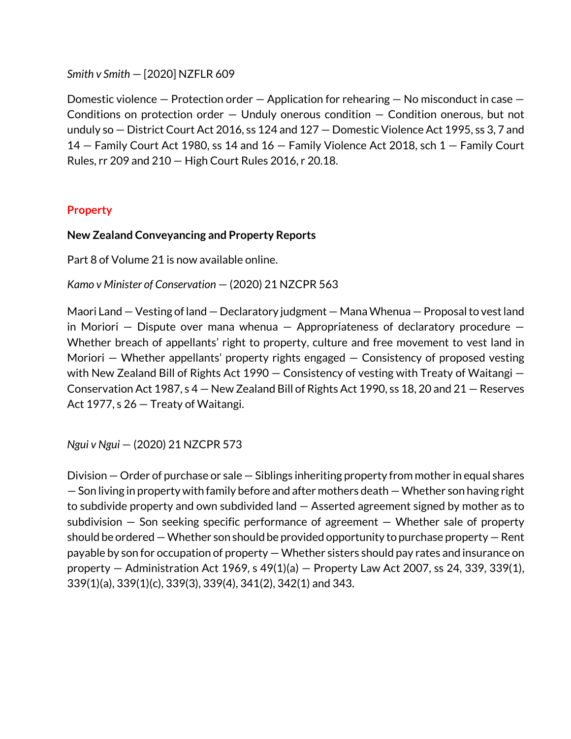*Smith v Smith* — [2020] NZFLR 609

Domestic violence — Protection order — Application for rehearing — No misconduct in case — Conditions on protection order — Unduly onerous condition — Condition onerous, but not unduly so — District Court Act 2016, ss 124 and 127 — Domestic Violence Act 1995, ss 3, 7 and 14 — Family Court Act 1980, ss 14 and 16 — Family Violence Act 2018, sch 1 — Family Court Rules, rr 209 and 210 — High Court Rules 2016, r 20.18.

## Property

### New Zealand Conveyancing and Property Reports

Part 8 of Volume 21 is now available online.

*Kamo v Minister of Conservation* — (2020) 21 NZCPR 563

Maori Land — Vesting of land — Declaratory judgment — Mana Whenua — Proposal to vest land in Moriori — Dispute over mana whenua — Appropriateness of declaratory procedure — Whether breach of appellants' right to property, culture and free movement to vest land in Moriori — Whether appellants' property rights engaged — Consistency of proposed vesting with New Zealand Bill of Rights Act 1990 — Consistency of vesting with Treaty of Waitangi — Conservation Act 1987, s 4 — New Zealand Bill of Rights Act 1990, ss 18, 20 and 21 — Reserves Act 1977, s 26 — Treaty of Waitangi.

*Ngui v Ngui* — (2020) 21 NZCPR 573

Division — Order of purchase or sale — Siblings inheriting property from mother in equal shares — Son living in property with family before and after mothers death — Whether son having right to subdivide property and own subdivided land — Asserted agreement signed by mother as to subdivision — Son seeking specific performance of agreement — Whether sale of property should be ordered — Whether son should be provided opportunity to purchase property — Rent payable by son for occupation of property — Whether sisters should pay rates and insurance on property — Administration Act 1969, s 49(1)(a) — Property Law Act 2007, ss 24, 339, 339(1), 339(1)(a), 339(1)(c), 339(3), 339(4), 341(2), 342(1) and 343.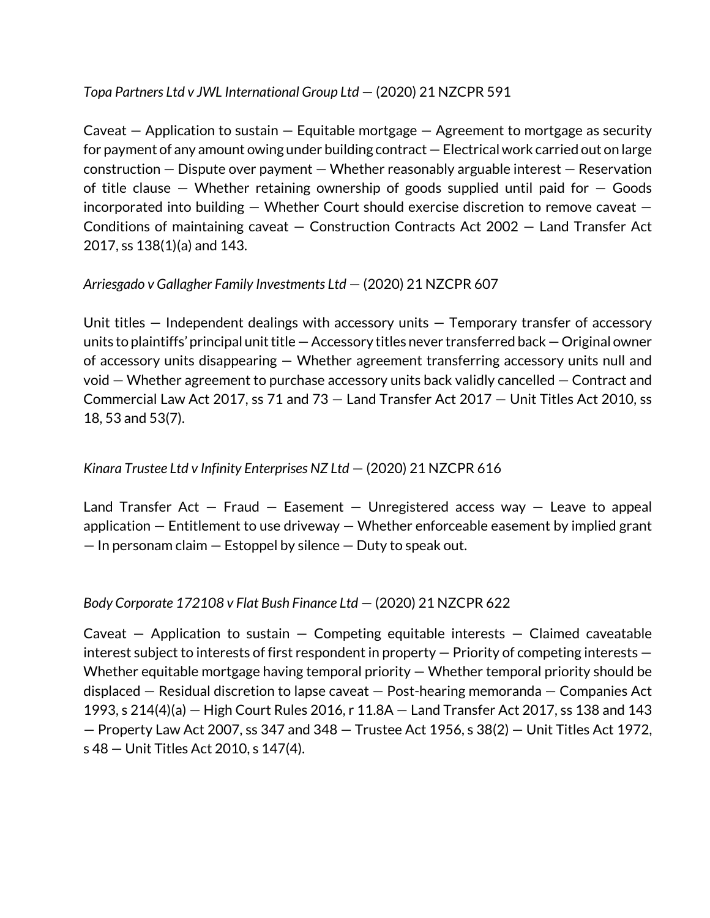*Topa Partners Ltd v JWL International Group Ltd* — (2020) 21 NZCPR 591

Caveat — Application to sustain — Equitable mortgage — Agreement to mortgage as security for payment of any amount owing under building contract — Electrical work carried out on large construction — Dispute over payment — Whether reasonably arguable interest — Reservation of title clause — Whether retaining ownership of goods supplied until paid for — Goods incorporated into building — Whether Court should exercise discretion to remove caveat — Conditions of maintaining caveat — Construction Contracts Act 2002 — Land Transfer Act 2017, ss 138(1)(a) and 143.

*Arriesgado v Gallagher Family Investments Ltd* — (2020) 21 NZCPR 607

Unit titles — Independent dealings with accessory units — Temporary transfer of accessory units to plaintiffs' principal unit title — Accessory titles never transferred back — Original owner of accessory units disappearing — Whether agreement transferring accessory units null and void — Whether agreement to purchase accessory units back validly cancelled — Contract and Commercial Law Act 2017, ss 71 and 73 — Land Transfer Act 2017 — Unit Titles Act 2010, ss 18, 53 and 53(7).

*Kinara Trustee Ltd v Infinity Enterprises NZ Ltd* — (2020) 21 NZCPR 616

Land Transfer Act — Fraud — Easement — Unregistered access way — Leave to appeal application — Entitlement to use driveway — Whether enforceable easement by implied grant — In personam claim — Estoppel by silence — Duty to speak out.

*Body Corporate 172108 v Flat Bush Finance Ltd* — (2020) 21 NZCPR 622

Caveat — Application to sustain — Competing equitable interests — Claimed caveatable interest subject to interests of first respondent in property — Priority of competing interests — Whether equitable mortgage having temporal priority — Whether temporal priority should be displaced — Residual discretion to lapse caveat — Post-hearing memoranda — Companies Act 1993, s 214(4)(a) — High Court Rules 2016, r 11.8A — Land Transfer Act 2017, ss 138 and 143 — Property Law Act 2007, ss 347 and 348 — Trustee Act 1956, s 38(2) — Unit Titles Act 1972, s 48 — Unit Titles Act 2010, s 147(4).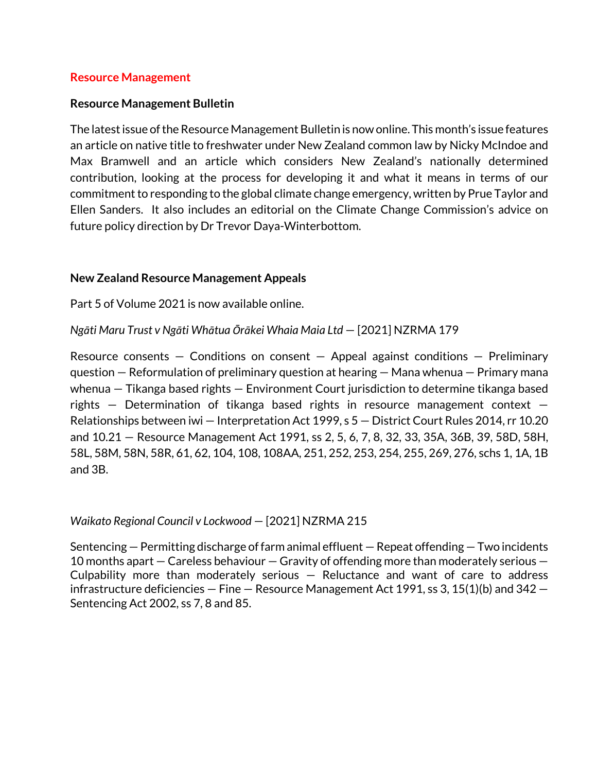## Resource Management

### Resource Management Bulletin

The latest issue of the Resource Management Bulletin is now online. This month's issue features an article on native title to freshwater under New Zealand common law by Nicky McIndoe and Max Bramwell and an article which considers New Zealand's nationally determined contribution, looking at the process for developing it and what it means in terms of our commitment to responding to the global climate change emergency, written by Prue Taylor and Ellen Sanders. It also includes an editorial on the Climate Change Commission's advice on future policy direction by Dr Trevor Daya-Winterbottom.

### New Zealand Resource Management Appeals

Part 5 of Volume 2021 is now available online.

*Ngāti Maru Trust v Ngāti Whātua Ōrākei Whaia Maia Ltd* — [2021] NZRMA 179

Resource consents — Conditions on consent — Appeal against conditions — Preliminary question — Reformulation of preliminary question at hearing — Mana whenua — Primary mana whenua — Tikanga based rights — Environment Court jurisdiction to determine tikanga based rights — Determination of tikanga based rights in resource management context — Relationships between iwi — Interpretation Act 1999, s 5 — District Court Rules 2014, rr 10.20 and 10.21 — Resource Management Act 1991, ss 2, 5, 6, 7, 8, 32, 33, 35A, 36B, 39, 58D, 58H, 58L, 58M, 58N, 58R, 61, 62, 104, 108, 108AA, 251, 252, 253, 254, 255, 269, 276, schs 1, 1A, 1B and 3B.

*Waikato Regional Council v Lockwood* — [2021] NZRMA 215

Sentencing — Permitting discharge of farm animal effluent — Repeat offending — Two incidents 10 months apart — Careless behaviour — Gravity of offending more than moderately serious — Culpability more than moderately serious — Reluctance and want of care to address infrastructure deficiencies — Fine — Resource Management Act 1991, ss 3, 15(1)(b) and 342 — Sentencing Act 2002, ss 7, 8 and 85.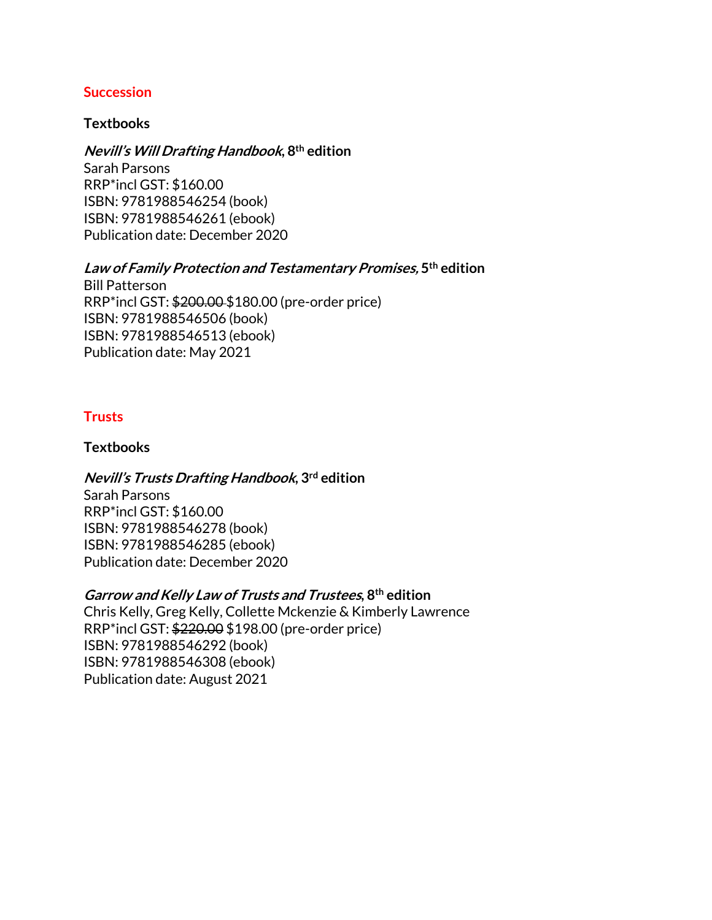## Succession

### Textbooks

***Nevill's Will Drafting Handbook*, 8th edition**
Sarah Parsons
RRP*incl GST: $160.00
ISBN: 9781988546254 (book)
ISBN: 9781988546261 (ebook)
Publication date: December 2020

***Law of Family Protection and Testamentary Promises,* 5th edition**
Bill Patterson
RRP*incl GST: ~~$200.00~~ $180.00 (pre-order price)
ISBN: 9781988546506 (book)
ISBN: 9781988546513 (ebook)
Publication date: May 2021

## Trusts

### Textbooks

***Nevill's Trusts Drafting Handbook*, 3rd edition**
Sarah Parsons
RRP*incl GST: $160.00
ISBN: 9781988546278 (book)
ISBN: 9781988546285 (ebook)
Publication date: December 2020

***Garrow and Kelly Law of Trusts and Trustees*, 8th edition**
Chris Kelly, Greg Kelly, Collette Mckenzie & Kimberly Lawrence
RRP*incl GST: ~~$220.00~~ $198.00 (pre-order price)
ISBN: 9781988546292 (book)
ISBN: 9781988546308 (ebook)
Publication date: August 2021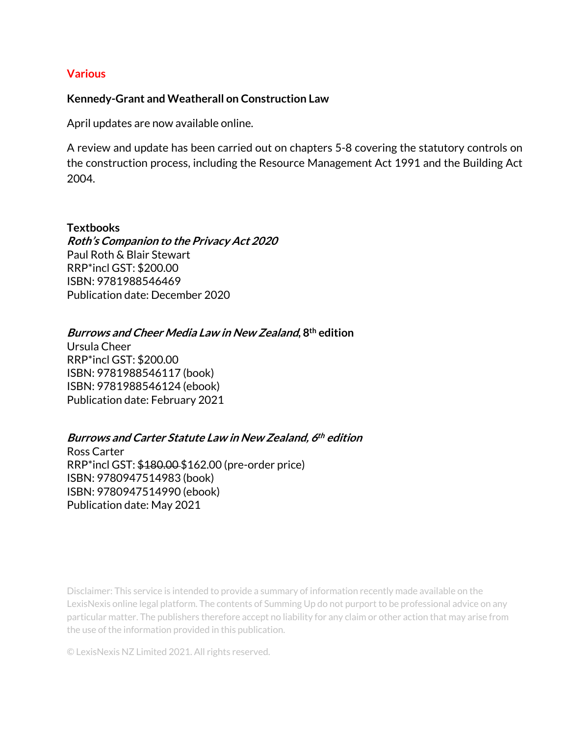## Various

**Kennedy-Grant and Weatherall on Construction Law**

April updates are now available online.

A review and update has been carried out on chapters 5-8 covering the statutory controls on the construction process, including the Resource Management Act 1991 and the Building Act 2004.

**Textbooks**

***Roth's Companion to the Privacy Act 2020***
Paul Roth & Blair Stewart
RRP*incl GST: $200.00
ISBN: 9781988546469
Publication date: December 2020

***Burrows and Cheer Media Law in New Zealand*, 8th edition**
Ursula Cheer
RRP*incl GST: $200.00
ISBN: 9781988546117 (book)
ISBN: 9781988546124 (ebook)
Publication date: February 2021

***Burrows and Carter Statute Law in New Zealand, 6th edition***
Ross Carter
RRP*incl GST: ~~$180.00~~ $162.00 (pre-order price)
ISBN: 9780947514983 (book)
ISBN: 9780947514990 (ebook)
Publication date: May 2021

Disclaimer: This service is intended to provide a summary of information recently made available on the LexisNexis online legal platform. The contents of Summing Up do not purport to be professional advice on any particular matter. The publishers therefore accept no liability for any claim or other action that may arise from the use of the information provided in this publication.

© LexisNexis NZ Limited 2021. All rights reserved.